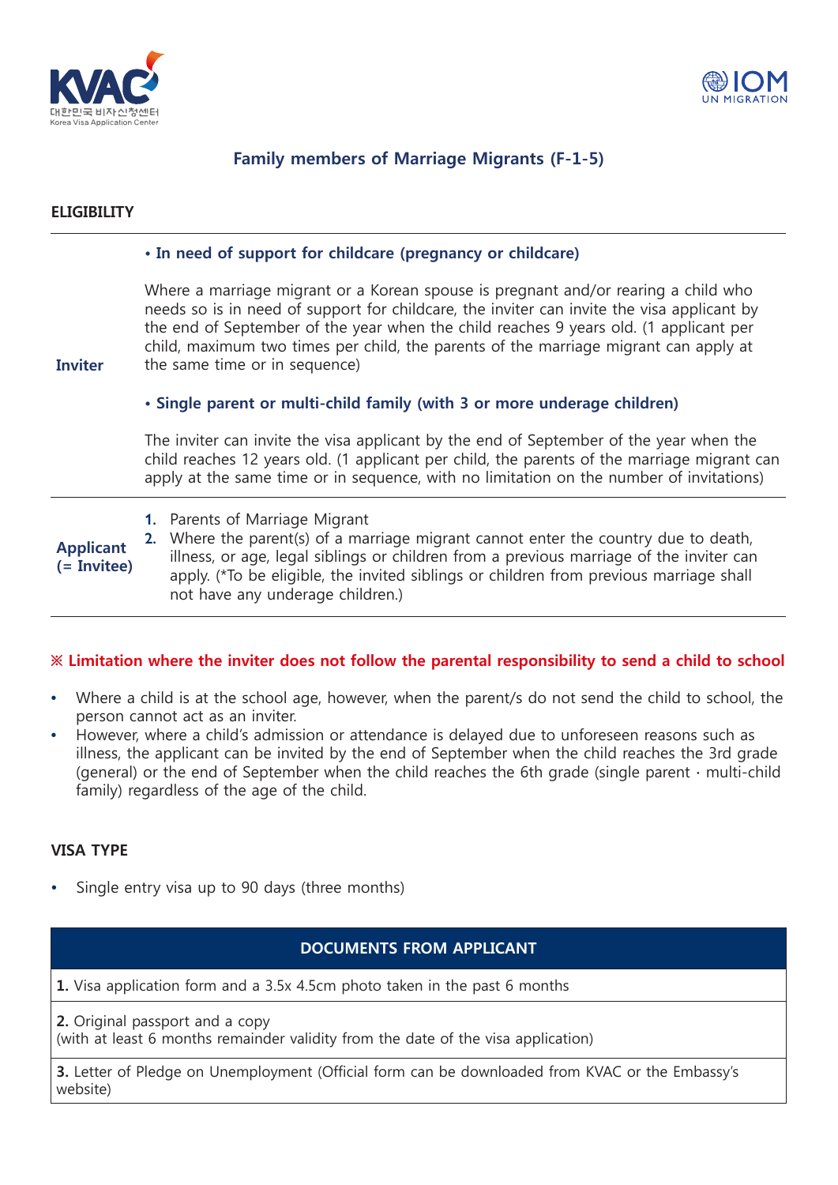# Family members of Marriage Migrants (F-1-5)

## ELIGIBILITY

| | |
|---|---|
| **Inviter** | **• In need of support for childcare (pregnancy or childcare)**<br><br>Where a marriage migrant or a Korean spouse is pregnant and/or rearing a child who needs so is in need of support for childcare, the inviter can invite the visa applicant by the end of September of the year when the child reaches 9 years old. (1 applicant per child, maximum two times per child, the parents of the marriage migrant can apply at the same time or in sequence)<br><br>**• Single parent or multi-child family (with 3 or more underage children)**<br><br>The inviter can invite the visa applicant by the end of September of the year when the child reaches 12 years old. (1 applicant per child, the parents of the marriage migrant can apply at the same time or in sequence, with no limitation on the number of invitations) |
| **Applicant (= Invitee)** | **1.** Parents of Marriage Migrant<br>**2.** Where the parent(s) of a marriage migrant cannot enter the country due to death, illness, or age, legal siblings or children from a previous marriage of the inviter can apply. (*To be eligible, the invited siblings or children from previous marriage shall not have any underage children.) |

**※ Limitation where the inviter does not follow the parental responsibility to send a child to school**

- Where a child is at the school age, however, when the parent/s do not send the child to school, the person cannot act as an inviter.
- However, where a child's admission or attendance is delayed due to unforeseen reasons such as illness, the applicant can be invited by the end of September when the child reaches the 3rd grade (general) or the end of September when the child reaches the 6th grade (single parent · multi-child family) regardless of the age of the child.

## VISA TYPE

- Single entry visa up to 90 days (three months)

| DOCUMENTS FROM APPLICANT |
|---|
| **1.** Visa application form and a 3.5x 4.5cm photo taken in the past 6 months |
| **2.** Original passport and a copy<br>(with at least 6 months remainder validity from the date of the visa application) |
| **3.** Letter of Pledge on Unemployment (Official form can be downloaded from KVAC or the Embassy's website) |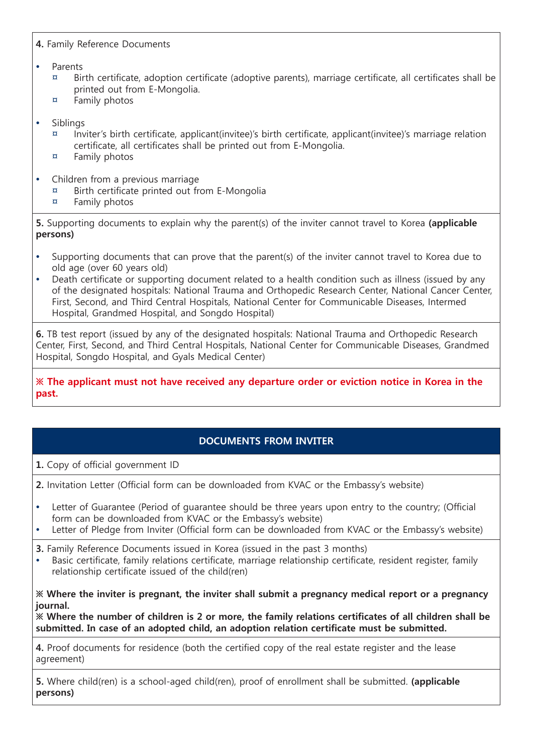**4.** Family Reference Documents

- Parents
  - ¤ Birth certificate, adoption certificate (adoptive parents), marriage certificate, all certificates shall be printed out from E-Mongolia.
  - ¤ Family photos
- Siblings
  - ¤ Inviter's birth certificate, applicant(invitee)'s birth certificate, applicant(invitee)'s marriage relation certificate, all certificates shall be printed out from E-Mongolia.
  - ¤ Family photos
- Children from a previous marriage
  - ¤ Birth certificate printed out from E-Mongolia
  - ¤ Family photos

**5.** Supporting documents to explain why the parent(s) of the inviter cannot travel to Korea **(applicable persons)**

- Supporting documents that can prove that the parent(s) of the inviter cannot travel to Korea due to old age (over 60 years old)
- Death certificate or supporting document related to a health condition such as illness (issued by any of the designated hospitals: National Trauma and Orthopedic Research Center, National Cancer Center, First, Second, and Third Central Hospitals, National Center for Communicable Diseases, Intermed Hospital, Grandmed Hospital, and Songdo Hospital)

**6.** TB test report (issued by any of the designated hospitals: National Trauma and Orthopedic Research Center, First, Second, and Third Central Hospitals, National Center for Communicable Diseases, Grandmed Hospital, Songdo Hospital, and Gyals Medical Center)

**※ The applicant must not have received any departure order or eviction notice in Korea in the past.**

## DOCUMENTS FROM INVITER

**1.** Copy of official government ID

**2.** Invitation Letter (Official form can be downloaded from KVAC or the Embassy's website)

- Letter of Guarantee (Period of guarantee should be three years upon entry to the country; (Official form can be downloaded from KVAC or the Embassy's website)
- Letter of Pledge from Inviter (Official form can be downloaded from KVAC or the Embassy's website)

**3.** Family Reference Documents issued in Korea (issued in the past 3 months)

- Basic certificate, family relations certificate, marriage relationship certificate, resident register, family relationship certificate issued of the child(ren)

**※ Where the inviter is pregnant, the inviter shall submit a pregnancy medical report or a pregnancy journal.**
**※ Where the number of children is 2 or more, the family relations certificates of all children shall be submitted. In case of an adopted child, an adoption relation certificate must be submitted.**

**4.** Proof documents for residence (both the certified copy of the real estate register and the lease agreement)

**5.** Where child(ren) is a school-aged child(ren), proof of enrollment shall be submitted. **(applicable persons)**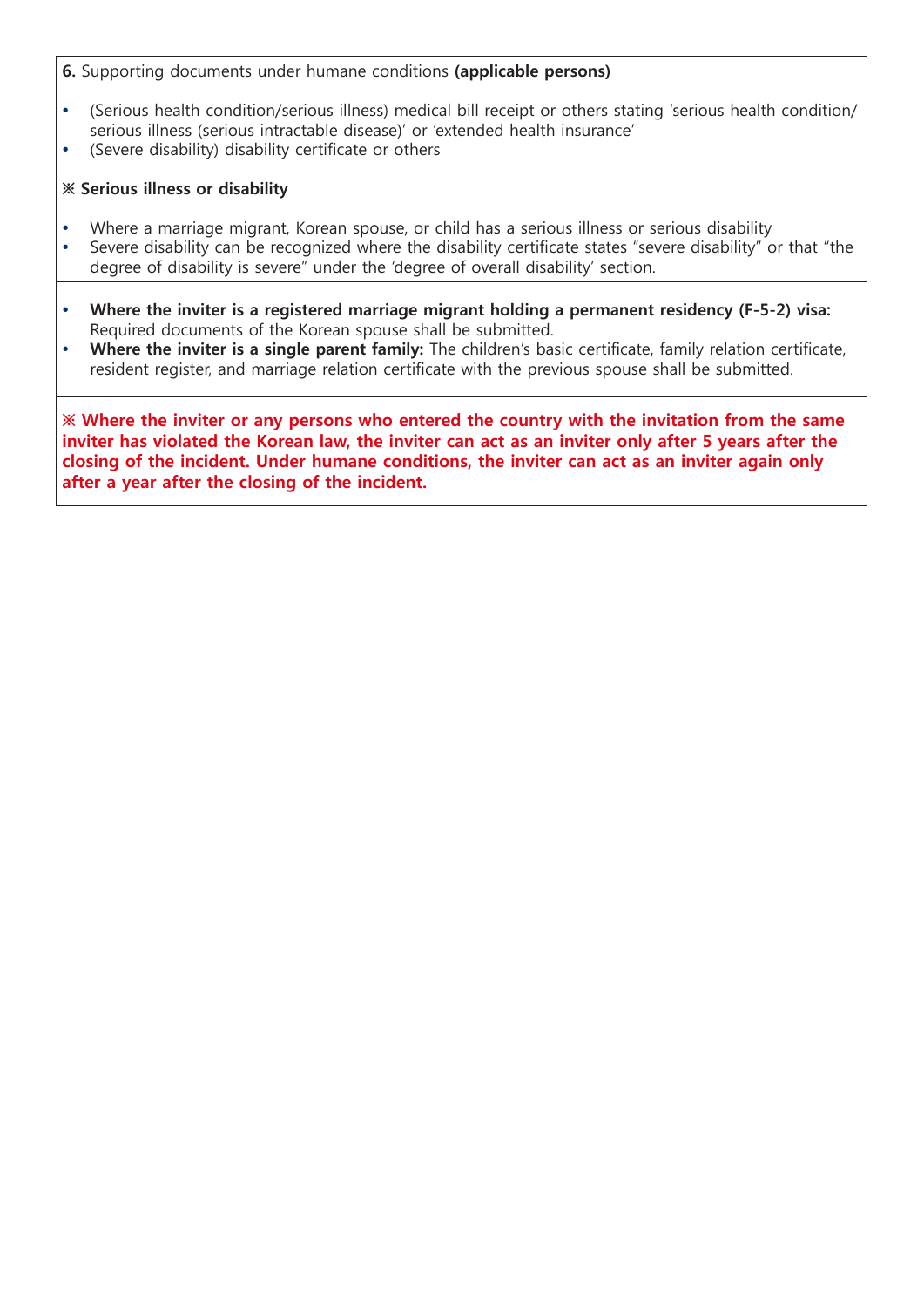**6.** Supporting documents under humane conditions **(applicable persons)**

- (Serious health condition/serious illness) medical bill receipt or others stating 'serious health condition/ serious illness (serious intractable disease)' or 'extended health insurance'
- (Severe disability) disability certificate or others

**※ Serious illness or disability**

- Where a marriage migrant, Korean spouse, or child has a serious illness or serious disability
- Severe disability can be recognized where the disability certificate states "severe disability" or that "the degree of disability is severe" under the 'degree of overall disability' section.

- **Where the inviter is a registered marriage migrant holding a permanent residency (F-5-2) visa:** Required documents of the Korean spouse shall be submitted.
- **Where the inviter is a single parent family:** The children's basic certificate, family relation certificate, resident register, and marriage relation certificate with the previous spouse shall be submitted.

**※ Where the inviter or any persons who entered the country with the invitation from the same inviter has violated the Korean law, the inviter can act as an inviter only after 5 years after the closing of the incident. Under humane conditions, the inviter can act as an inviter again only after a year after the closing of the incident.**